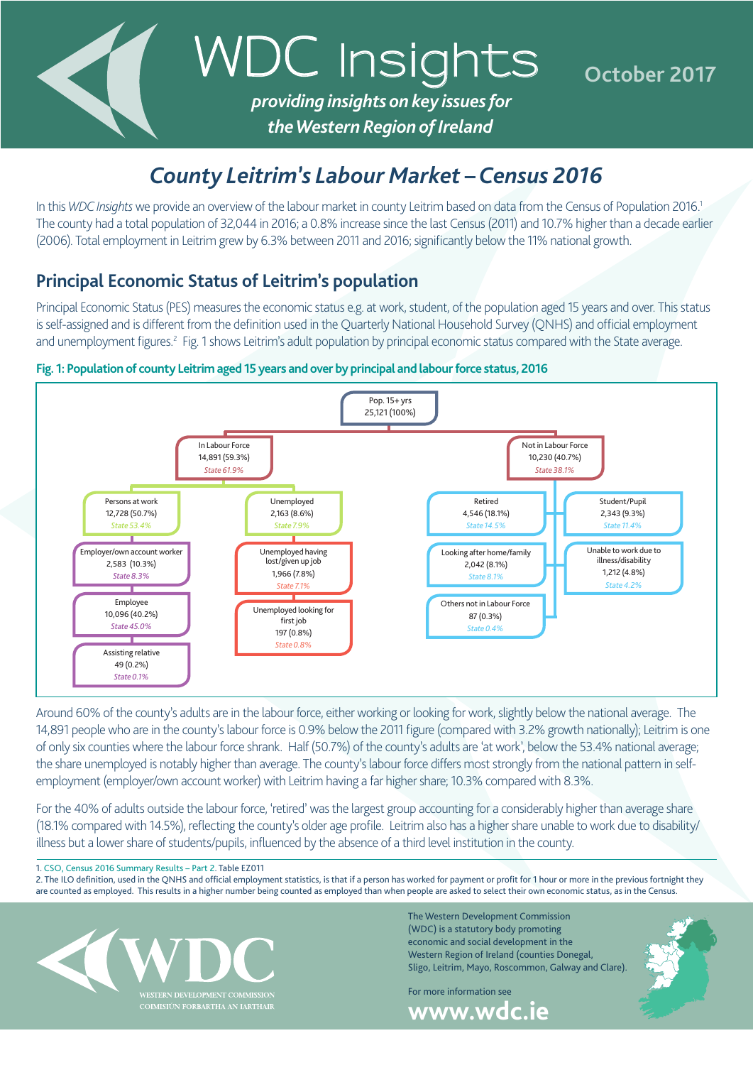# WDC Insights

*providing insights on key issues for the Western Region of Ireland*

October 2017

## *County Leitrim's Labour Market – Census 2016*

In this *WDC Insights* we provide an overview of the labour market in county Leitrim based on data from the Census of Population 2016.[1] The county had a total population of 32,044 in 2016; a 0.8% increase since the last Census (2011) and 10.7% higher than a decade earlier (2006). Total employment in Leitrim grew by 6.3% between 2011 and 2016; significantly below the 11% national growth.

## Principal Economic Status of Leitrim's population

Principal Economic Status (PES) measures the economic status e.g. at work, student, of the population aged 15 years and over. This status is self-assigned and is different from the definition used in the Quarterly National Household Survey (QNHS) and official employment and unemployment figures.[2] Fig. 1 shows Leitrim's adult population by principal economic status compared with the State average.

**Fig. 1: Population of county Leitrim aged 15 years and over by principal and labour force status, 2016**

- Pop. 15+ yrs: 25,121 (100%)
  - In Labour Force: 14,891 (59.3%) — *State 61.9%*
    - Persons at work: 12,728 (50.7%) — *State 53.4%*
      - Employer/own account worker: 2,583 (10.3%) — *State 8.3%*
      - Employee: 10,096 (40.2%) — *State 45.0%*
      - Assisting relative: 49 (0.2%) — *State 0.1%*
    - Unemployed: 2,163 (8.6%) — *State 7.9%*
      - Unemployed having lost/given up job: 1,966 (7.8%) — *State 7.1%*
      - Unemployed looking for first job: 197 (0.8%) — *State 0.8%*
  - Not in Labour Force: 10,230 (40.7%) — *State 38.1%*
    - Retired: 4,546 (18.1%) — *State 14.5%*
    - Looking after home/family: 2,042 (8.1%) — *State 8.1%*
    - Others not in Labour Force: 87 (0.3%) — *State 0.4%*
    - Student/Pupil: 2,343 (9.3%) — *State 11.4%*
    - Unable to work due to illness/disability: 1,212 (4.8%) — *State 4.2%*

Around 60% of the county's adults are in the labour force, either working or looking for work, slightly below the national average. The 14,891 people who are in the county's labour force is 0.9% below the 2011 figure (compared with 3.2% growth nationally); Leitrim is one of only six counties where the labour force shrank. Half (50.7%) of the county's adults are 'at work', below the 53.4% national average; the share unemployed is notably higher than average. The county's labour force differs most strongly from the national pattern in self-employment (employer/own account worker) with Leitrim having a far higher share; 10.3% compared with 8.3%.

For the 40% of adults outside the labour force, 'retired' was the largest group accounting for a considerably higher than average share (18.1% compared with 14.5%), reflecting the county's older age profile. Leitrim also has a higher share unable to work due to disability/illness but a lower share of students/pupils, influenced by the absence of a third level institution in the county.

1. CSO, Census 2016 Summary Results – Part 2. Table EZ011
2. The ILO definition, used in the QNHS and official employment statistics, is that if a person has worked for payment or profit for 1 hour or more in the previous fortnight they are counted as employed. This results in a higher number being counted as employed than when people are asked to select their own economic status, as in the Census.

WDC — Western Development Commission — Coimisiún Forbartha an Iarthair

The Western Development Commission (WDC) is a statutory body promoting economic and social development in the Western Region of Ireland (counties Donegal, Sligo, Leitrim, Mayo, Roscommon, Galway and Clare).

For more information see **www.wdc.ie**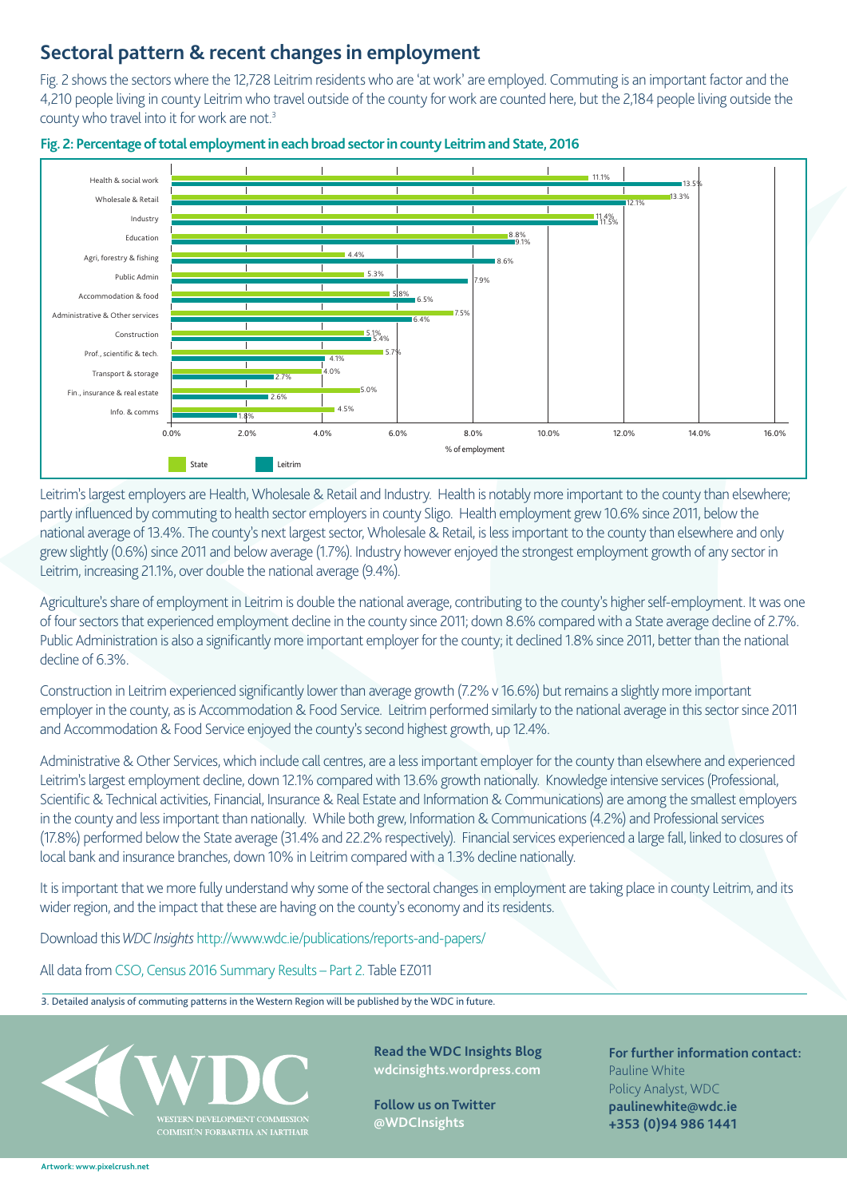## Sectoral pattern & recent changes in employment

Fig. 2 shows the sectors where the 12,728 Leitrim residents who are 'at work' are employed. Commuting is an important factor and the 4,210 people living in county Leitrim who travel outside of the county for work are counted here, but the 2,184 people living outside the county who travel into it for work are not.[3]

**Fig. 2: Percentage of total employment in each broad sector in county Leitrim and State, 2016**

Health & social work 11.1% 13.5%
Wholesale & Retail 13.3% 12.1%
Industry 11.4% 11.5%
Education 8.8% 9.1%
Agri, forestry & fishing 4.4% 8.6%
Public Admin 5.3% 7.9%
Accommodation & food 5.8% 6.5%
Administrative & Other services 7.5% 6.4%
Construction 5.1% 5.4%
Prof., scientific & tech. 5.7% 4.1%
Transport & storage 4.0% 2.7%
Fin., insurance & real estate 5.0% 2.6%
Info. & comms 4.5% 1.8%

0.0% 2.0% 4.0% 6.0% 8.0% 10.0% 12.0% 14.0% 16.0%

% of employment

State Leitrim

Leitrim's largest employers are Health, Wholesale & Retail and Industry. Health is notably more important to the county than elsewhere; partly influenced by commuting to health sector employers in county Sligo. Health employment grew 10.6% since 2011, below the national average of 13.4%. The county's next largest sector, Wholesale & Retail, is less important to the county than elsewhere and only grew slightly (0.6%) since 2011 and below average (1.7%). Industry however enjoyed the strongest employment growth of any sector in Leitrim, increasing 21.1%, over double the national average (9.4%).

Agriculture's share of employment in Leitrim is double the national average, contributing to the county's higher self-employment. It was one of four sectors that experienced employment decline in the county since 2011; down 8.6% compared with a State average decline of 2.7%. Public Administration is also a significantly more important employer for the county; it declined 1.8% since 2011, better than the national decline of 6.3%.

Construction in Leitrim experienced significantly lower than average growth (7.2% v 16.6%) but remains a slightly more important employer in the county, as is Accommodation & Food Service. Leitrim performed similarly to the national average in this sector since 2011 and Accommodation & Food Service enjoyed the county's second highest growth, up 12.4%.

Administrative & Other Services, which include call centres, are a less important employer for the county than elsewhere and experienced Leitrim's largest employment decline, down 12.1% compared with 13.6% growth nationally. Knowledge intensive services (Professional, Scientific & Technical activities, Financial, Insurance & Real Estate and Information & Communications) are among the smallest employers in the county and less important than nationally. While both grew, Information & Communications (4.2%) and Professional services (17.8%) performed below the State average (31.4% and 22.2% respectively). Financial services experienced a large fall, linked to closures of local bank and insurance branches, down 10% in Leitrim compared with a 1.3% decline nationally.

It is important that we more fully understand why some of the sectoral changes in employment are taking place in county Leitrim, and its wider region, and the impact that these are having on the county's economy and its residents.

Download this *WDC Insights* http://www.wdc.ie/publications/reports-and-papers/

All data from CSO, Census 2016 Summary Results – Part 2. Table EZ011

3. Detailed analysis of commuting patterns in the Western Region will be published by the WDC in future.

WDC
WESTERN DEVELOPMENT COMMISSION
COIMISIÚN FORBARTHA AN IARTHAIR

**Read the WDC Insights Blog**
**wdcinsights.wordpress.com**

**Follow us on Twitter**
**@WDCInsights**

**For further information contact:**
Pauline White
Policy Analyst, WDC
**paulinewhite@wdc.ie**
**+353 (0)94 986 1441**

Artwork: www.pixelcrush.net